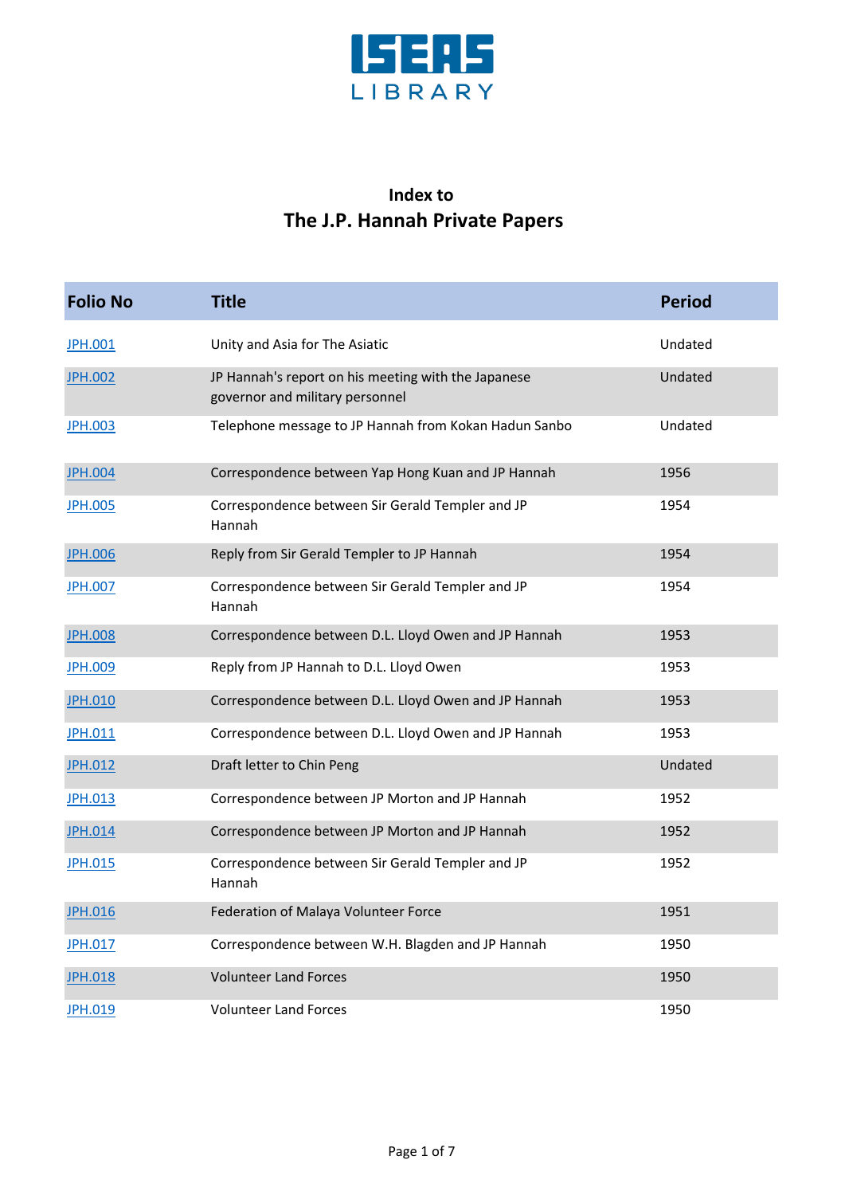ISEAS LIBRARY

# Index to
# The J.P. Hannah Private Papers

| Folio No | Title | Period |
|---|---|---|
| JPH.001 | Unity and Asia for The Asiatic | Undated |
| JPH.002 | JP Hannah's report on his meeting with the Japanese governor and military personnel | Undated |
| JPH.003 | Telephone message to JP Hannah from Kokan Hadun Sanbo | Undated |
| JPH.004 | Correspondence between Yap Hong Kuan and JP Hannah | 1956 |
| JPH.005 | Correspondence between Sir Gerald Templer and JP Hannah | 1954 |
| JPH.006 | Reply from Sir Gerald Templer to JP Hannah | 1954 |
| JPH.007 | Correspondence between Sir Gerald Templer and JP Hannah | 1954 |
| JPH.008 | Correspondence between D.L. Lloyd Owen and JP Hannah | 1953 |
| JPH.009 | Reply from JP Hannah to D.L. Lloyd Owen | 1953 |
| JPH.010 | Correspondence between D.L. Lloyd Owen and JP Hannah | 1953 |
| JPH.011 | Correspondence between D.L. Lloyd Owen and JP Hannah | 1953 |
| JPH.012 | Draft letter to Chin Peng | Undated |
| JPH.013 | Correspondence between JP Morton and JP Hannah | 1952 |
| JPH.014 | Correspondence between JP Morton and JP Hannah | 1952 |
| JPH.015 | Correspondence between Sir Gerald Templer and JP Hannah | 1952 |
| JPH.016 | Federation of Malaya Volunteer Force | 1951 |
| JPH.017 | Correspondence between W.H. Blagden and JP Hannah | 1950 |
| JPH.018 | Volunteer Land Forces | 1950 |
| JPH.019 | Volunteer Land Forces | 1950 |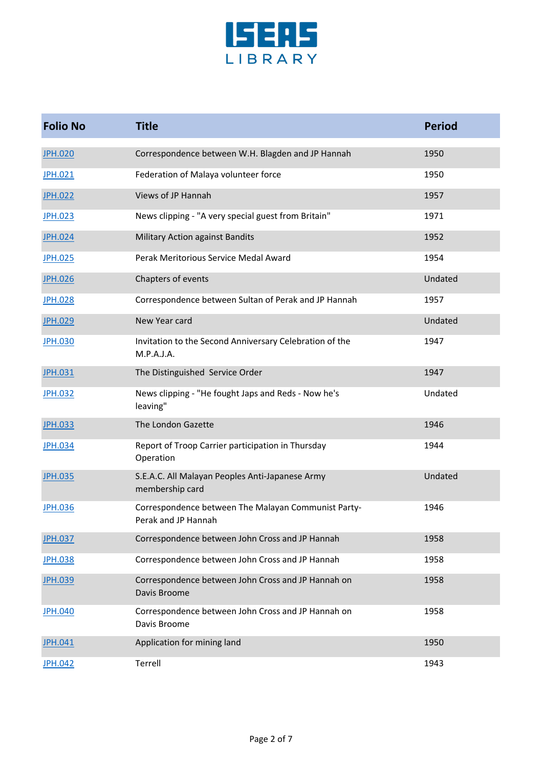| Folio No | Title | Period |
|---|---|---|
| JPH.020 | Correspondence between W.H. Blagden and JP Hannah | 1950 |
| JPH.021 | Federation of Malaya volunteer force | 1950 |
| JPH.022 | Views of JP Hannah | 1957 |
| JPH.023 | News clipping - "A very special guest from Britain" | 1971 |
| JPH.024 | Military Action against Bandits | 1952 |
| JPH.025 | Perak Meritorious Service Medal Award | 1954 |
| JPH.026 | Chapters of events | Undated |
| JPH.028 | Correspondence between Sultan of Perak and JP Hannah | 1957 |
| JPH.029 | New Year card | Undated |
| JPH.030 | Invitation to the Second Anniversary Celebration of the M.P.A.J.A. | 1947 |
| JPH.031 | The Distinguished Service Order | 1947 |
| JPH.032 | News clipping - "He fought Japs and Reds - Now he's leaving" | Undated |
| JPH.033 | The London Gazette | 1946 |
| JPH.034 | Report of Troop Carrier participation in Thursday Operation | 1944 |
| JPH.035 | S.E.A.C. All Malayan Peoples Anti-Japanese Army membership card | Undated |
| JPH.036 | Correspondence between The Malayan Communist Party-Perak and JP Hannah | 1946 |
| JPH.037 | Correspondence between John Cross and JP Hannah | 1958 |
| JPH.038 | Correspondence between John Cross and JP Hannah | 1958 |
| JPH.039 | Correspondence between John Cross and JP Hannah on Davis Broome | 1958 |
| JPH.040 | Correspondence between John Cross and JP Hannah on Davis Broome | 1958 |
| JPH.041 | Application for mining land | 1950 |
| JPH.042 | Terrell | 1943 |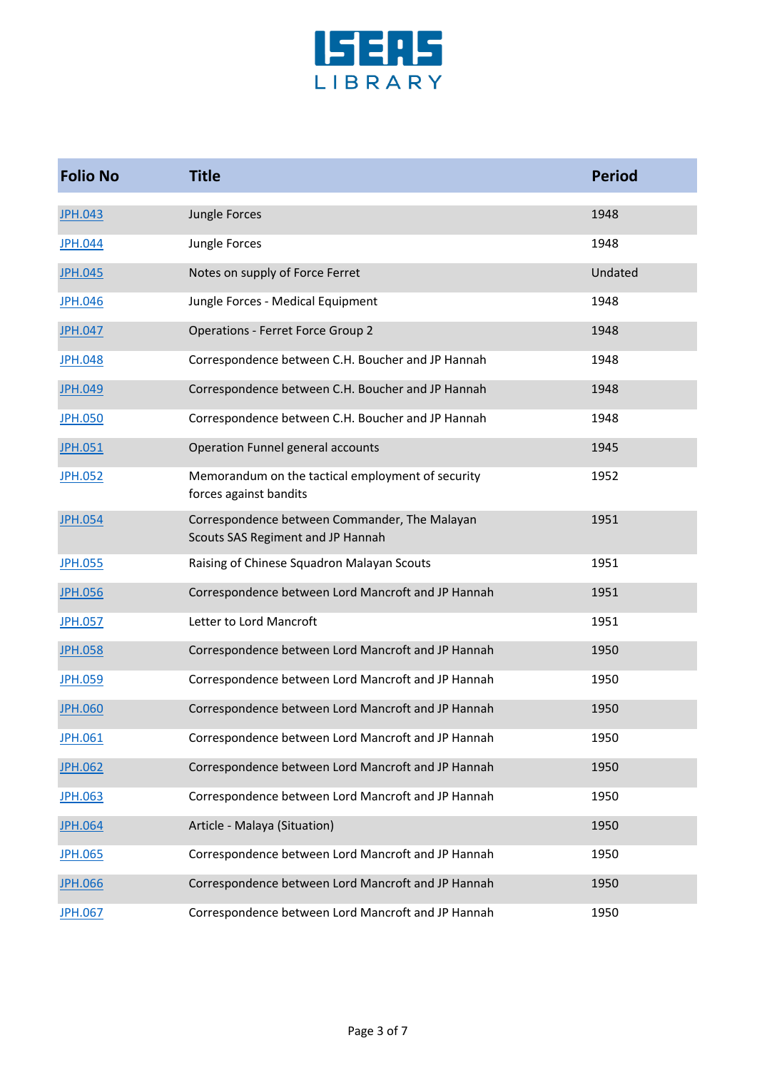| Folio No | Title | Period |
|---|---|---|
| JPH.043 | Jungle Forces | 1948 |
| JPH.044 | Jungle Forces | 1948 |
| JPH.045 | Notes on supply of Force Ferret | Undated |
| JPH.046 | Jungle Forces - Medical Equipment | 1948 |
| JPH.047 | Operations - Ferret Force Group 2 | 1948 |
| JPH.048 | Correspondence between C.H. Boucher and JP Hannah | 1948 |
| JPH.049 | Correspondence between C.H. Boucher and JP Hannah | 1948 |
| JPH.050 | Correspondence between C.H. Boucher and JP Hannah | 1948 |
| JPH.051 | Operation Funnel general accounts | 1945 |
| JPH.052 | Memorandum on the tactical employment of security forces against bandits | 1952 |
| JPH.054 | Correspondence between Commander, The Malayan Scouts SAS Regiment and JP Hannah | 1951 |
| JPH.055 | Raising of Chinese Squadron Malayan Scouts | 1951 |
| JPH.056 | Correspondence between Lord Mancroft and JP Hannah | 1951 |
| JPH.057 | Letter to Lord Mancroft | 1951 |
| JPH.058 | Correspondence between Lord Mancroft and JP Hannah | 1950 |
| JPH.059 | Correspondence between Lord Mancroft and JP Hannah | 1950 |
| JPH.060 | Correspondence between Lord Mancroft and JP Hannah | 1950 |
| JPH.061 | Correspondence between Lord Mancroft and JP Hannah | 1950 |
| JPH.062 | Correspondence between Lord Mancroft and JP Hannah | 1950 |
| JPH.063 | Correspondence between Lord Mancroft and JP Hannah | 1950 |
| JPH.064 | Article - Malaya (Situation) | 1950 |
| JPH.065 | Correspondence between Lord Mancroft and JP Hannah | 1950 |
| JPH.066 | Correspondence between Lord Mancroft and JP Hannah | 1950 |
| JPH.067 | Correspondence between Lord Mancroft and JP Hannah | 1950 |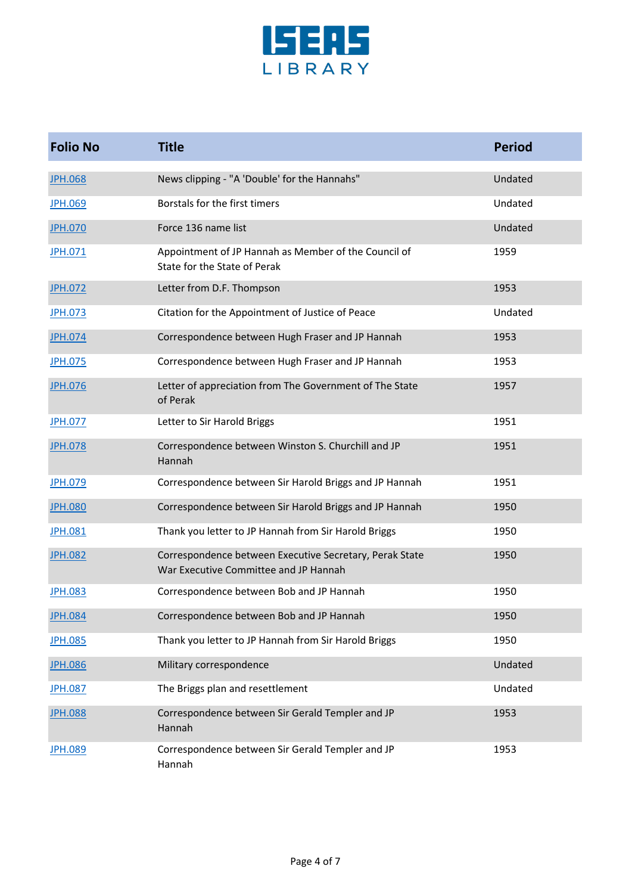| Folio No | Title | Period |
|---|---|---|
| JPH.068 | News clipping - "A 'Double' for the Hannahs" | Undated |
| JPH.069 | Borstals for the first timers | Undated |
| JPH.070 | Force 136 name list | Undated |
| JPH.071 | Appointment of JP Hannah as Member of the Council of State for the State of Perak | 1959 |
| JPH.072 | Letter from D.F. Thompson | 1953 |
| JPH.073 | Citation for the Appointment of Justice of Peace | Undated |
| JPH.074 | Correspondence between Hugh Fraser and JP Hannah | 1953 |
| JPH.075 | Correspondence between Hugh Fraser and JP Hannah | 1953 |
| JPH.076 | Letter of appreciation from The Government of The State of Perak | 1957 |
| JPH.077 | Letter to Sir Harold Briggs | 1951 |
| JPH.078 | Correspondence between Winston S. Churchill and JP Hannah | 1951 |
| JPH.079 | Correspondence between Sir Harold Briggs and JP Hannah | 1951 |
| JPH.080 | Correspondence between Sir Harold Briggs and JP Hannah | 1950 |
| JPH.081 | Thank you letter to JP Hannah from Sir Harold Briggs | 1950 |
| JPH.082 | Correspondence between Executive Secretary, Perak State War Executive Committee and JP Hannah | 1950 |
| JPH.083 | Correspondence between Bob and JP Hannah | 1950 |
| JPH.084 | Correspondence between Bob and JP Hannah | 1950 |
| JPH.085 | Thank you letter to JP Hannah from Sir Harold Briggs | 1950 |
| JPH.086 | Military correspondence | Undated |
| JPH.087 | The Briggs plan and resettlement | Undated |
| JPH.088 | Correspondence between Sir Gerald Templer and JP Hannah | 1953 |
| JPH.089 | Correspondence between Sir Gerald Templer and JP Hannah | 1953 |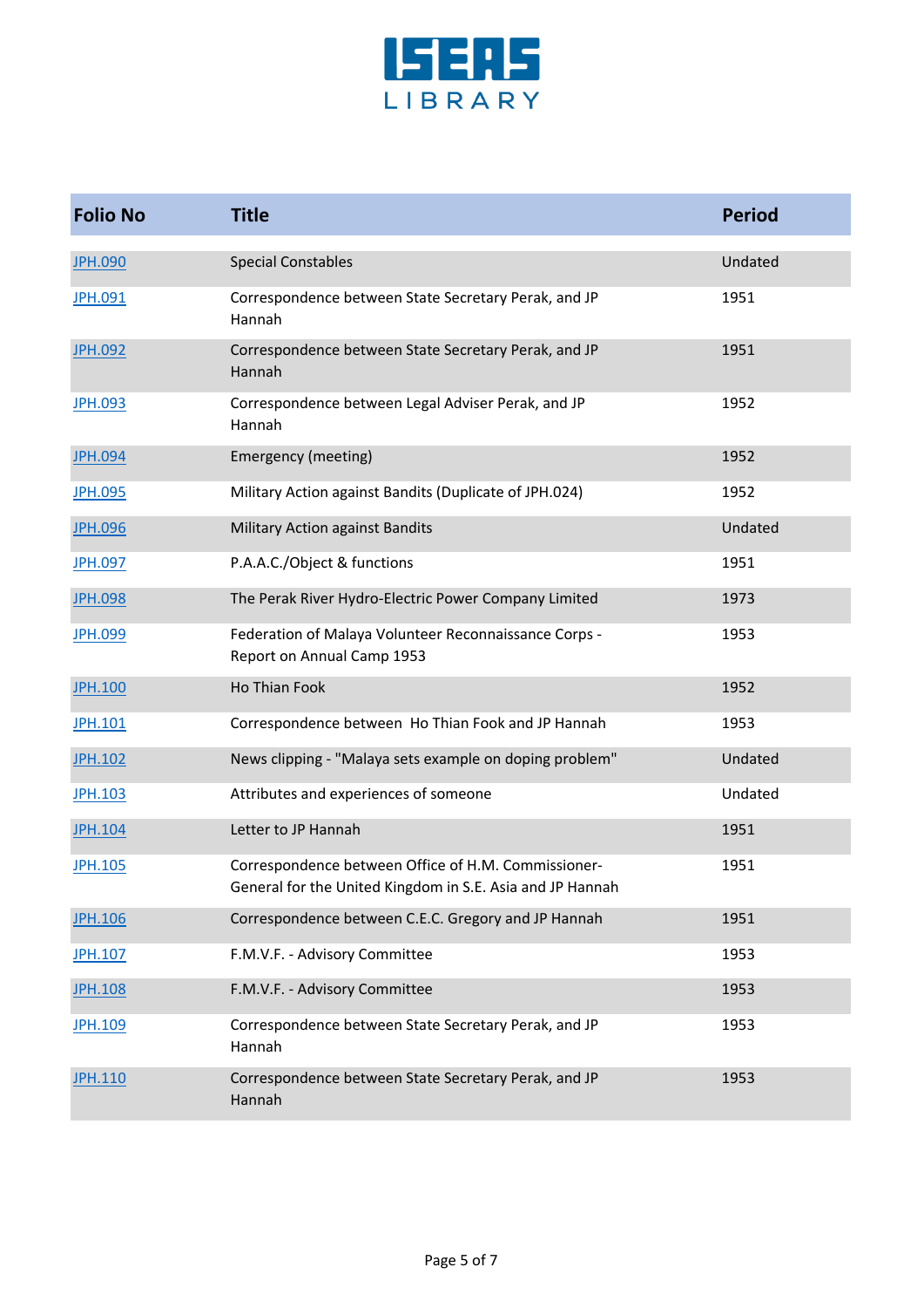| Folio No | Title | Period |
|---|---|---|
| JPH.090 | Special Constables | Undated |
| JPH.091 | Correspondence between State Secretary Perak, and JP Hannah | 1951 |
| JPH.092 | Correspondence between State Secretary Perak, and JP Hannah | 1951 |
| JPH.093 | Correspondence between Legal Adviser Perak, and JP Hannah | 1952 |
| JPH.094 | Emergency (meeting) | 1952 |
| JPH.095 | Military Action against Bandits (Duplicate of JPH.024) | 1952 |
| JPH.096 | Military Action against Bandits | Undated |
| JPH.097 | P.A.A.C./Object & functions | 1951 |
| JPH.098 | The Perak River Hydro-Electric Power Company Limited | 1973 |
| JPH.099 | Federation of Malaya Volunteer Reconnaissance Corps - Report on Annual Camp 1953 | 1953 |
| JPH.100 | Ho Thian Fook | 1952 |
| JPH.101 | Correspondence between Ho Thian Fook and JP Hannah | 1953 |
| JPH.102 | News clipping - "Malaya sets example on doping problem" | Undated |
| JPH.103 | Attributes and experiences of someone | Undated |
| JPH.104 | Letter to JP Hannah | 1951 |
| JPH.105 | Correspondence between Office of H.M. Commissioner-General for the United Kingdom in S.E. Asia and JP Hannah | 1951 |
| JPH.106 | Correspondence between C.E.C. Gregory and JP Hannah | 1951 |
| JPH.107 | F.M.V.F. - Advisory Committee | 1953 |
| JPH.108 | F.M.V.F. - Advisory Committee | 1953 |
| JPH.109 | Correspondence between State Secretary Perak, and JP Hannah | 1953 |
| JPH.110 | Correspondence between State Secretary Perak, and JP Hannah | 1953 |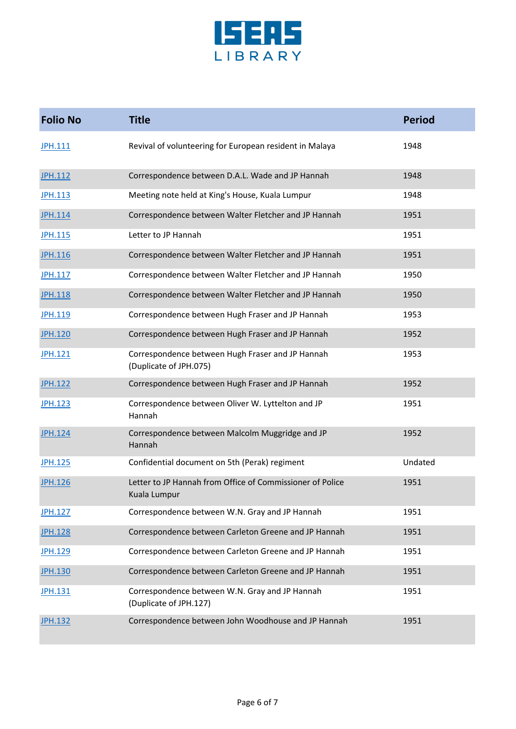| Folio No | Title | Period |
|---|---|---|
| JPH.111 | Revival of volunteering for European resident in Malaya | 1948 |
| JPH.112 | Correspondence between D.A.L. Wade and JP Hannah | 1948 |
| JPH.113 | Meeting note held at King's House, Kuala Lumpur | 1948 |
| JPH.114 | Correspondence between Walter Fletcher and JP Hannah | 1951 |
| JPH.115 | Letter to JP Hannah | 1951 |
| JPH.116 | Correspondence between Walter Fletcher and JP Hannah | 1951 |
| JPH.117 | Correspondence between Walter Fletcher and JP Hannah | 1950 |
| JPH.118 | Correspondence between Walter Fletcher and JP Hannah | 1950 |
| JPH.119 | Correspondence between Hugh Fraser and JP Hannah | 1953 |
| JPH.120 | Correspondence between Hugh Fraser and JP Hannah | 1952 |
| JPH.121 | Correspondence between Hugh Fraser and JP Hannah (Duplicate of JPH.075) | 1953 |
| JPH.122 | Correspondence between Hugh Fraser and JP Hannah | 1952 |
| JPH.123 | Correspondence between Oliver W. Lyttelton and JP Hannah | 1951 |
| JPH.124 | Correspondence between Malcolm Muggridge and JP Hannah | 1952 |
| JPH.125 | Confidential document on 5th (Perak) regiment | Undated |
| JPH.126 | Letter to JP Hannah from Office of Commissioner of Police Kuala Lumpur | 1951 |
| JPH.127 | Correspondence between W.N. Gray and JP Hannah | 1951 |
| JPH.128 | Correspondence between Carleton Greene and JP Hannah | 1951 |
| JPH.129 | Correspondence between Carleton Greene and JP Hannah | 1951 |
| JPH.130 | Correspondence between Carleton Greene and JP Hannah | 1951 |
| JPH.131 | Correspondence between W.N. Gray and JP Hannah (Duplicate of JPH.127) | 1951 |
| JPH.132 | Correspondence between John Woodhouse and JP Hannah | 1951 |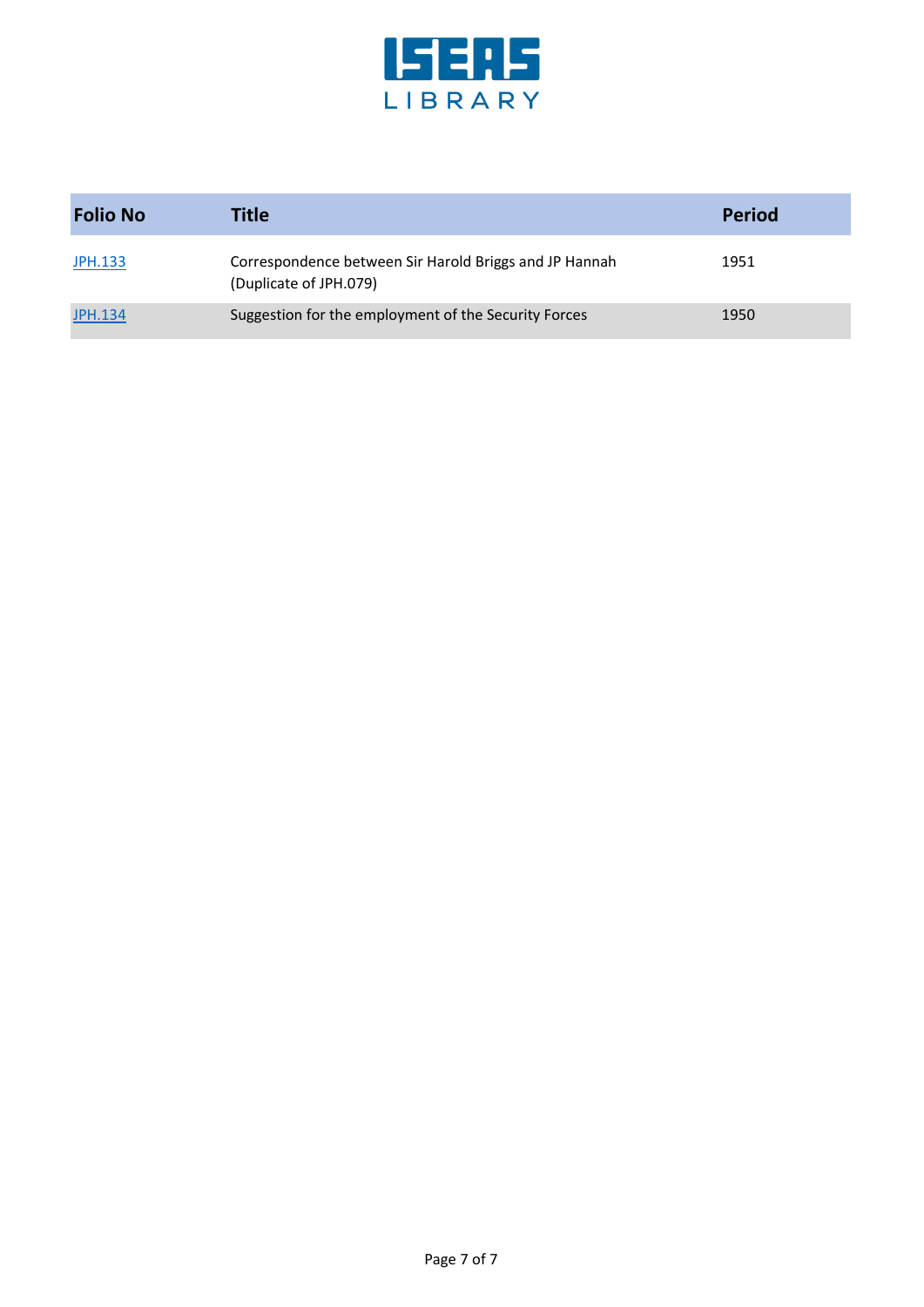| Folio No | Title | Period |
|---|---|---|
| JPH.133 | Correspondence between Sir Harold Briggs and JP Hannah (Duplicate of JPH.079) | 1951 |
| JPH.134 | Suggestion for the employment of the Security Forces | 1950 |